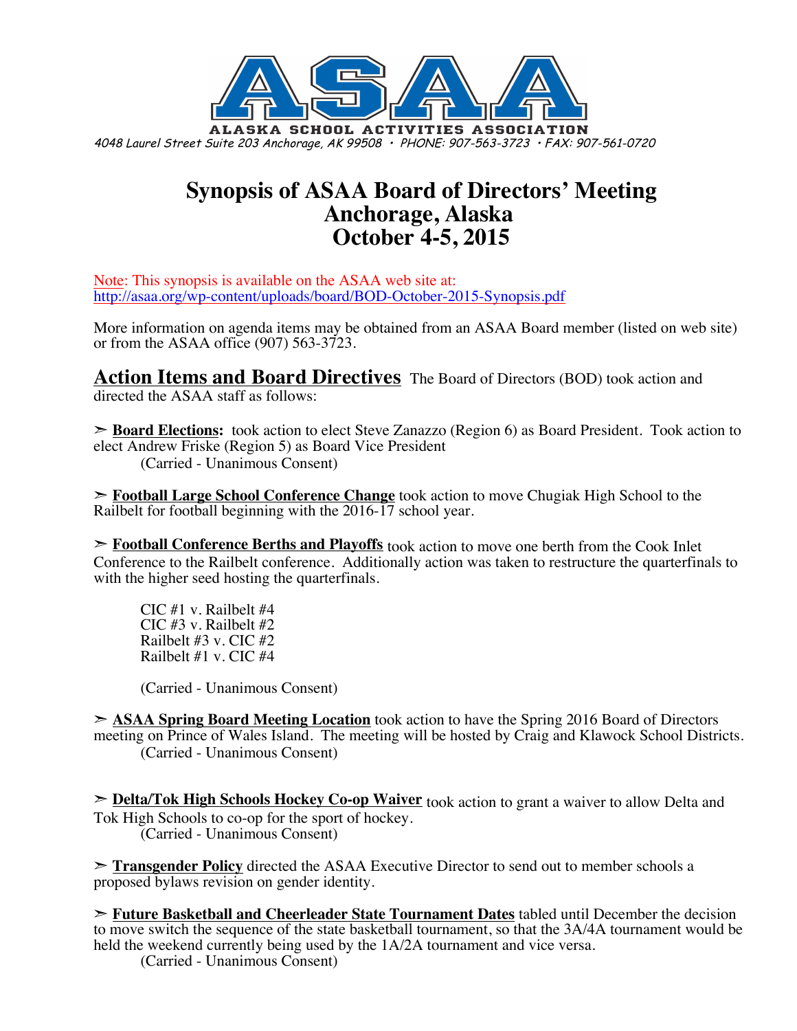# ASAA

ALASKA SCHOOL ACTIVITIES ASSOCIATION

*4048 Laurel Street Suite 203 Anchorage, AK 99508 • PHONE: 907-563-3723 • FAX: 907-561-0720*

# Synopsis of ASAA Board of Directors' Meeting
# Anchorage, Alaska
# October 4-5, 2015

Note: This synopsis is available on the ASAA web site at:
http://asaa.org/wp-content/uploads/board/BOD-October-2015-Synopsis.pdf

More information on agenda items may be obtained from an ASAA Board member (listed on web site) or from the ASAA office (907) 563-3723.

## Action Items and Board Directives

The Board of Directors (BOD) took action and directed the ASAA staff as follows:

➢ **Board Elections:** took action to elect Steve Zanazzo (Region 6) as Board President. Took action to elect Andrew Friske (Region 5) as Board Vice President
(Carried - Unanimous Consent)

➢ **Football Large School Conference Change** took action to move Chugiak High School to the Railbelt for football beginning with the 2016-17 school year.

➢ **Football Conference Berths and Playoffs** took action to move one berth from the Cook Inlet Conference to the Railbelt conference. Additionally action was taken to restructure the quarterfinals to with the higher seed hosting the quarterfinals.

CIC #1 v. Railbelt #4
CIC #3 v. Railbelt #2
Railbelt #3 v. CIC #2
Railbelt #1 v. CIC #4

(Carried - Unanimous Consent)

➢ **ASAA Spring Board Meeting Location** took action to have the Spring 2016 Board of Directors meeting on Prince of Wales Island. The meeting will be hosted by Craig and Klawock School Districts.
(Carried - Unanimous Consent)

➢ **Delta/Tok High Schools Hockey Co-op Waiver** took action to grant a waiver to allow Delta and Tok High Schools to co-op for the sport of hockey.
(Carried - Unanimous Consent)

➢ **Transgender Policy** directed the ASAA Executive Director to send out to member schools a proposed bylaws revision on gender identity.

➢ **Future Basketball and Cheerleader State Tournament Dates** tabled until December the decision to move switch the sequence of the state basketball tournament, so that the 3A/4A tournament would be held the weekend currently being used by the 1A/2A tournament and vice versa.
(Carried - Unanimous Consent)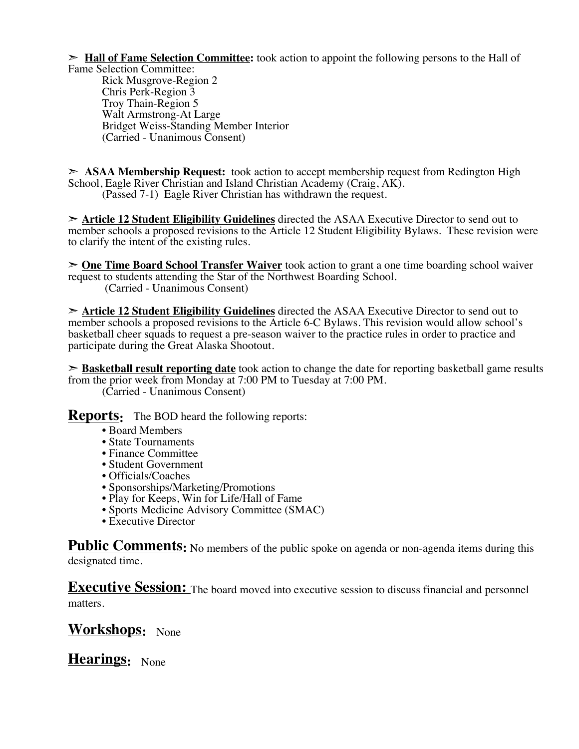➢ **<u>Hall of Fame Selection Committee</u>:** took action to appoint the following persons to the Hall of Fame Selection Committee:

Rick Musgrove-Region 2
Chris Perk-Region 3
Troy Thain-Region 5
Walt Armstrong-At Large
Bridget Weiss-Standing Member Interior
(Carried - Unanimous Consent)

➢ **<u>ASAA Membership Request:</u>** took action to accept membership request from Redington High School, Eagle River Christian and Island Christian Academy (Craig, AK).
(Passed 7-1) Eagle River Christian has withdrawn the request.

➢ **<u>Article 12 Student Eligibility Guidelines</u>** directed the ASAA Executive Director to send out to member schools a proposed revisions to the Article 12 Student Eligibility Bylaws. These revision were to clarify the intent of the existing rules.

➢ **<u>One Time Board School Transfer Waiver</u>** took action to grant a one time boarding school waiver request to students attending the Star of the Northwest Boarding School.
(Carried - Unanimous Consent)

➢ **<u>Article 12 Student Eligibility Guidelines</u>** directed the ASAA Executive Director to send out to member schools a proposed revisions to the Article 6-C Bylaws. This revision would allow school's basketball cheer squads to request a pre-season waiver to the practice rules in order to practice and participate during the Great Alaska Shootout.

➢ **<u>Basketball result reporting date</u>** took action to change the date for reporting basketball game results from the prior week from Monday at 7:00 PM to Tuesday at 7:00 PM.
(Carried - Unanimous Consent)

## <u>Reports</u>: The BOD heard the following reports:

- Board Members
- State Tournaments
- Finance Committee
- Student Government
- Officials/Coaches
- Sponsorships/Marketing/Promotions
- Play for Keeps, Win for Life/Hall of Fame
- Sports Medicine Advisory Committee (SMAC)
- Executive Director

## <u>Public Comments</u>: No members of the public spoke on agenda or non-agenda items during this designated time.

## <u>Executive Session:</u> The board moved into executive session to discuss financial and personnel matters.

## <u>Workshops</u>: None

## <u>Hearings</u>: None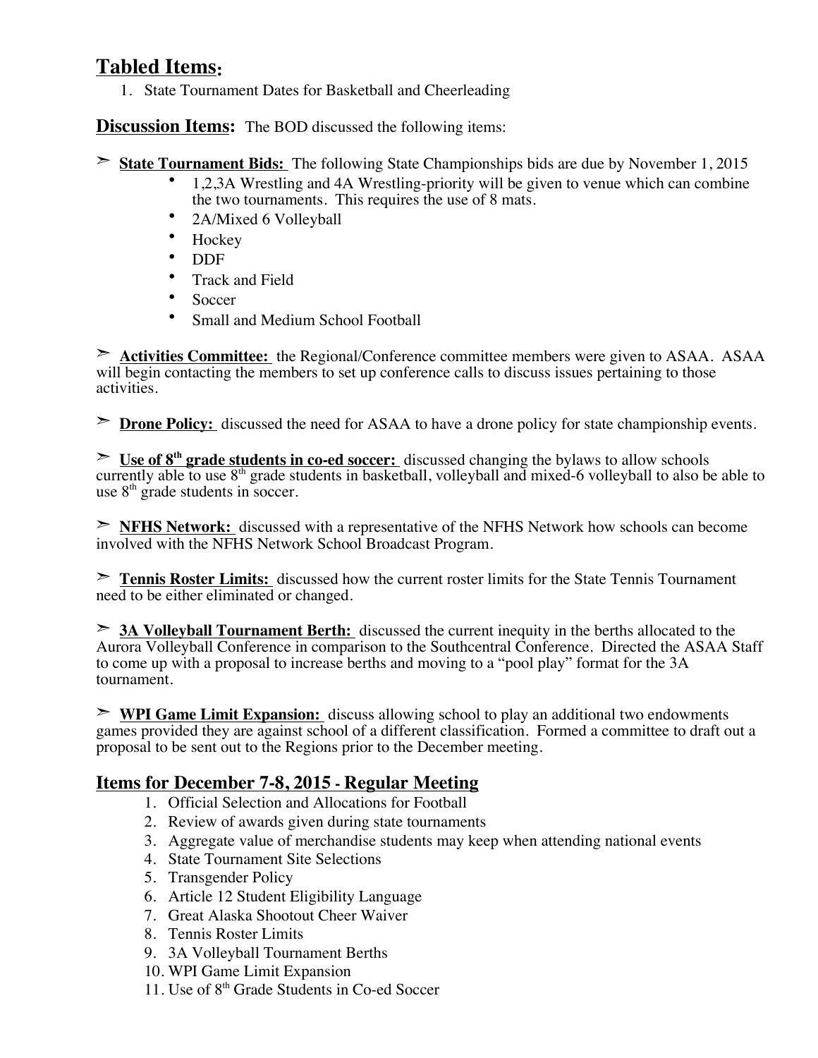## Tabled Items:

1. State Tournament Dates for Basketball and Cheerleading

## Discussion Items: The BOD discussed the following items:

➢ **State Tournament Bids:** The following State Championships bids are due by November 1, 2015

- 1,2,3A Wrestling and 4A Wrestling-priority will be given to venue which can combine the two tournaments. This requires the use of 8 mats.
- 2A/Mixed 6 Volleyball
- Hockey
- DDF
- Track and Field
- Soccer
- Small and Medium School Football

➢ **Activities Committee:** the Regional/Conference committee members were given to ASAA. ASAA will begin contacting the members to set up conference calls to discuss issues pertaining to those activities.

➢ **Drone Policy:** discussed the need for ASAA to have a drone policy for state championship events.

➢ **Use of 8th grade students in co-ed soccer:** discussed changing the bylaws to allow schools currently able to use 8th grade students in basketball, volleyball and mixed-6 volleyball to also be able to use 8th grade students in soccer.

➢ **NFHS Network:** discussed with a representative of the NFHS Network how schools can become involved with the NFHS Network School Broadcast Program.

➢ **Tennis Roster Limits:** discussed how the current roster limits for the State Tennis Tournament need to be either eliminated or changed.

➢ **3A Volleyball Tournament Berth:** discussed the current inequity in the berths allocated to the Aurora Volleyball Conference in comparison to the Southcentral Conference. Directed the ASAA Staff to come up with a proposal to increase berths and moving to a "pool play" format for the 3A tournament.

➢ **WPI Game Limit Expansion:** discuss allowing school to play an additional two endowments games provided they are against school of a different classification. Formed a committee to draft out a proposal to be sent out to the Regions prior to the December meeting.

## Items for December 7-8, 2015 - Regular Meeting

1. Official Selection and Allocations for Football
2. Review of awards given during state tournaments
3. Aggregate value of merchandise students may keep when attending national events
4. State Tournament Site Selections
5. Transgender Policy
6. Article 12 Student Eligibility Language
7. Great Alaska Shootout Cheer Waiver
8. Tennis Roster Limits
9. 3A Volleyball Tournament Berths
10. WPI Game Limit Expansion
11. Use of 8th Grade Students in Co-ed Soccer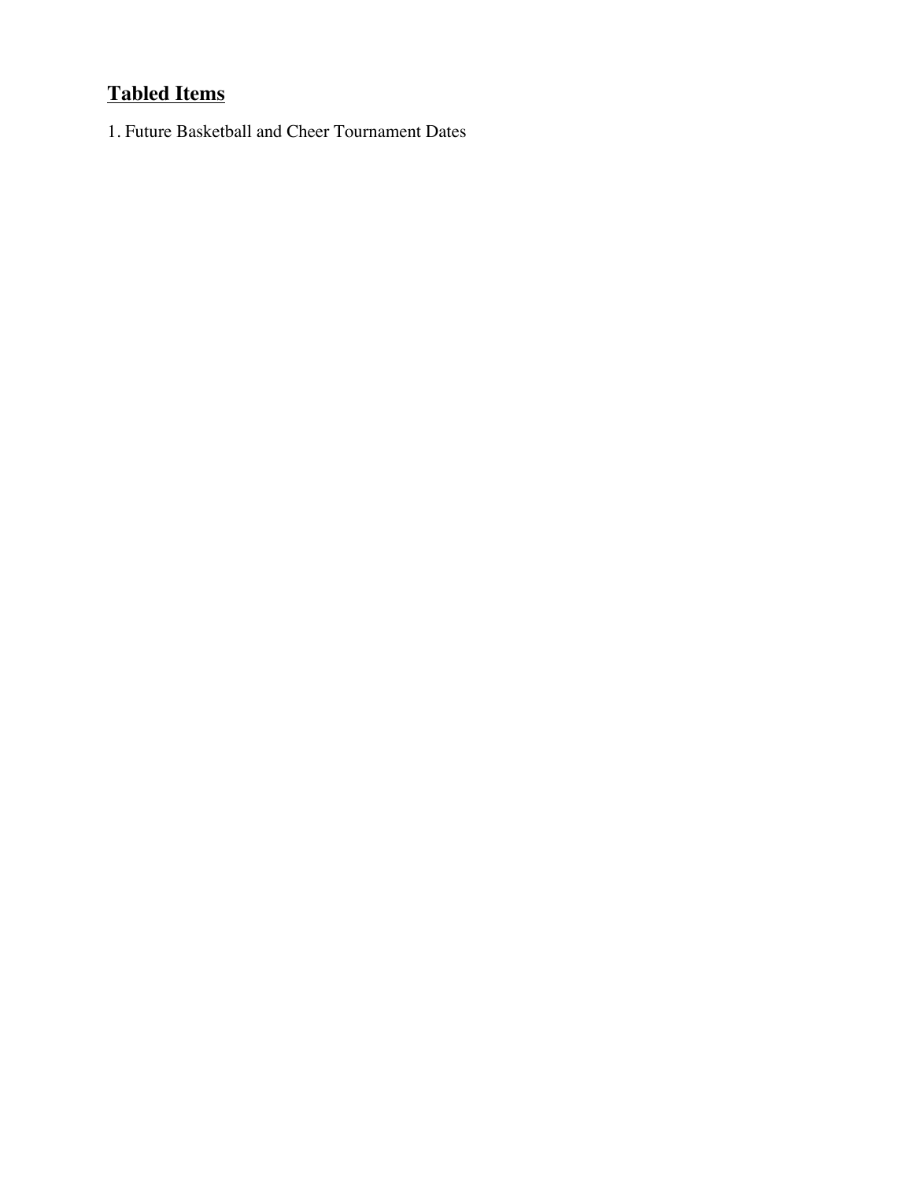## **Tabled Items**

1. Future Basketball and Cheer Tournament Dates